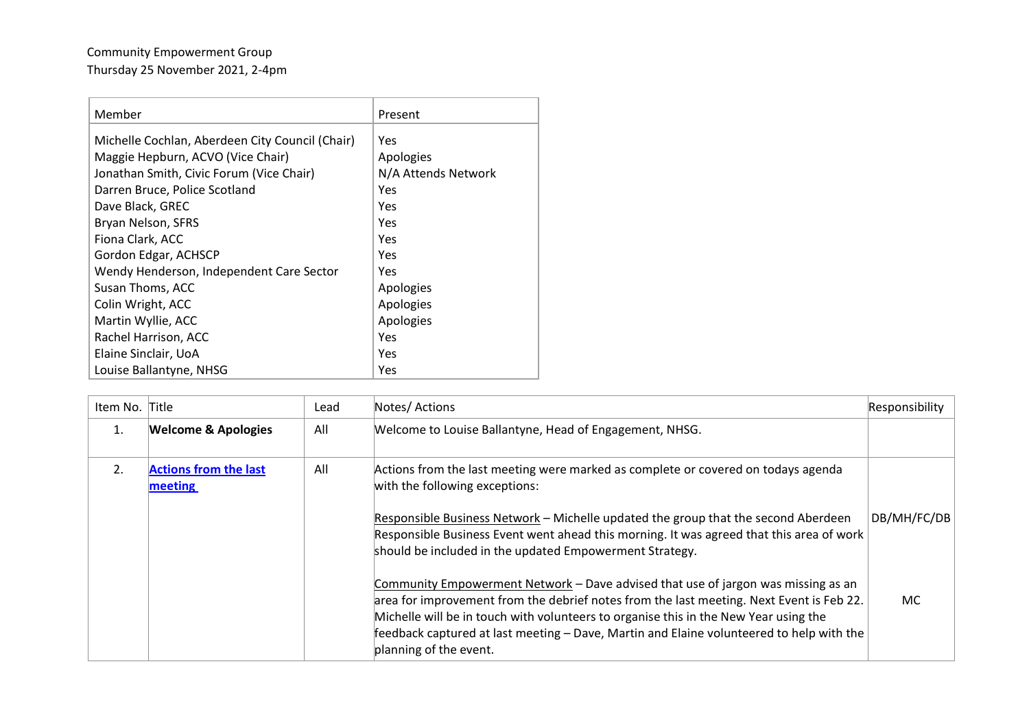Community Empowerment Group
Thursday 25 November 2021, 2-4pm

| Member | Present |
|---|---|
| Michelle Cochlan, Aberdeen City Council (Chair) | Yes |
| Maggie Hepburn, ACVO (Vice Chair) | Apologies |
| Jonathan Smith, Civic Forum (Vice Chair) | N/A Attends Network |
| Darren Bruce, Police Scotland | Yes |
| Dave Black, GREC | Yes |
| Bryan Nelson, SFRS | Yes |
| Fiona Clark, ACC | Yes |
| Gordon Edgar, ACHSCP | Yes |
| Wendy Henderson, Independent Care Sector | Yes |
| Susan Thoms, ACC | Apologies |
| Colin Wright, ACC | Apologies |
| Martin Wyllie, ACC | Apologies |
| Rachel Harrison, ACC | Yes |
| Elaine Sinclair, UoA | Yes |
| Louise Ballantyne, NHSG | Yes |

| Item No. | Title | Lead | Notes/ Actions | Responsibility |
|---|---|---|---|---|
| 1. | **Welcome & Apologies** | All | Welcome to Louise Ballantyne, Head of Engagement, NHSG. | |
| 2. | **Actions from the last meeting** | All | Actions from the last meeting were marked as complete or covered on todays agenda with the following exceptions: | |
| | | | Responsible Business Network – Michelle updated the group that the second Aberdeen Responsible Business Event went ahead this morning. It was agreed that this area of work should be included in the updated Empowerment Strategy. | DB/MH/FC/DB |
| | | | Community Empowerment Network – Dave advised that use of jargon was missing as an area for improvement from the debrief notes from the last meeting. Next Event is Feb 22. Michelle will be in touch with volunteers to organise this in the New Year using the feedback captured at last meeting – Dave, Martin and Elaine volunteered to help with the planning of the event. | MC |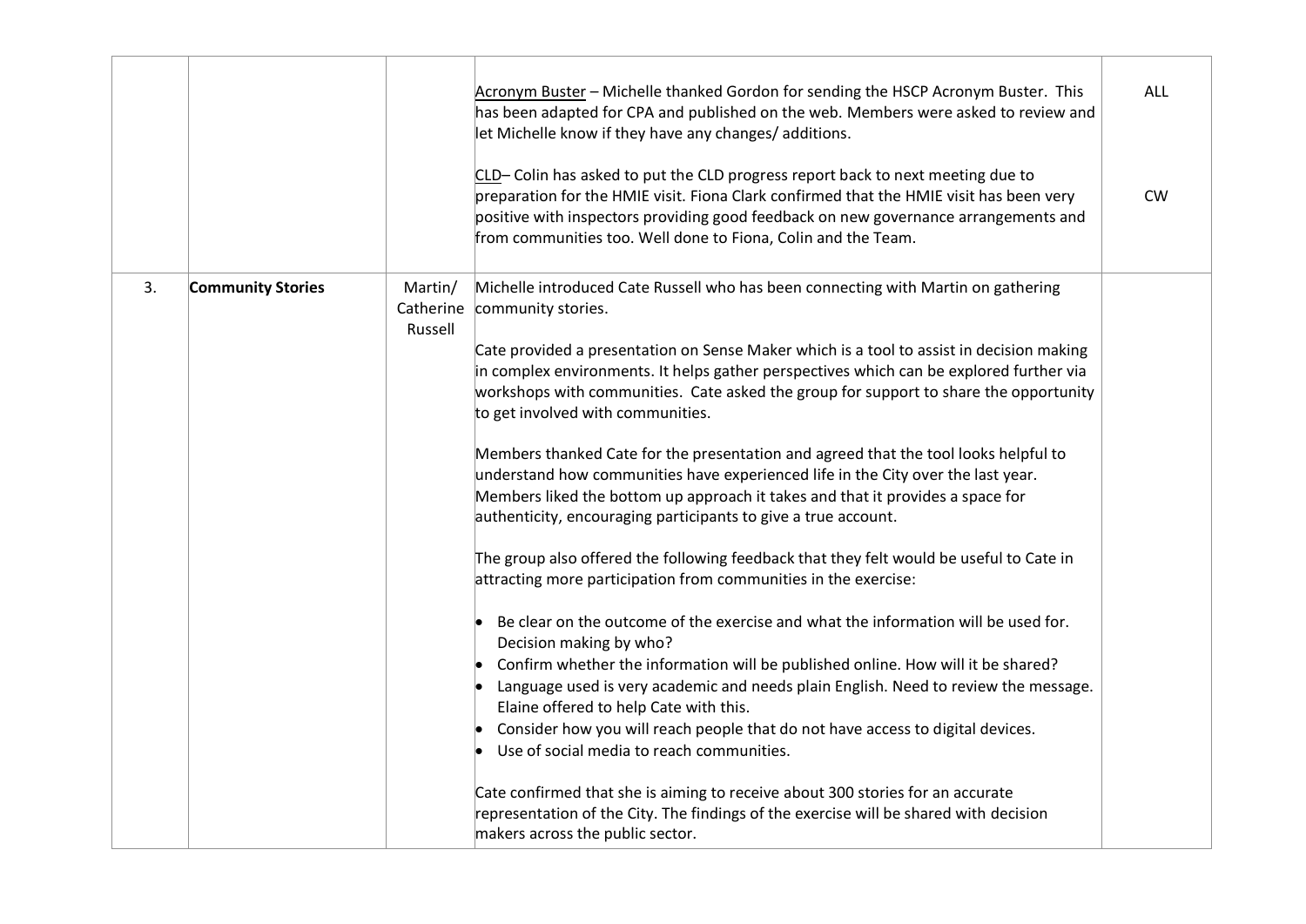| | | | | |
|---|---|---|---|---|
| | | | Acronym Buster – Michelle thanked Gordon for sending the HSCP Acronym Buster. This has been adapted for CPA and published on the web. Members were asked to review and let Michelle know if they have any changes/ additions.<br><br>CLD– Colin has asked to put the CLD progress report back to next meeting due to preparation for the HMIE visit. Fiona Clark confirmed that the HMIE visit has been very positive with inspectors providing good feedback on new governance arrangements and from communities too. Well done to Fiona, Colin and the Team. | ALL<br><br>CW |
| 3. | **Community Stories** | Martin/ Catherine Russell | Michelle introduced Cate Russell who has been connecting with Martin on gathering community stories.<br><br>Cate provided a presentation on Sense Maker which is a tool to assist in decision making in complex environments. It helps gather perspectives which can be explored further via workshops with communities. Cate asked the group for support to share the opportunity to get involved with communities.<br><br>Members thanked Cate for the presentation and agreed that the tool looks helpful to understand how communities have experienced life in the City over the last year. Members liked the bottom up approach it takes and that it provides a space for authenticity, encouraging participants to give a true account.<br><br>The group also offered the following feedback that they felt would be useful to Cate in attracting more participation from communities in the exercise:<br><br>• Be clear on the outcome of the exercise and what the information will be used for. Decision making by who?<br>• Confirm whether the information will be published online. How will it be shared?<br>• Language used is very academic and needs plain English. Need to review the message. Elaine offered to help Cate with this.<br>• Consider how you will reach people that do not have access to digital devices.<br>• Use of social media to reach communities.<br><br>Cate confirmed that she is aiming to receive about 300 stories for an accurate representation of the City. The findings of the exercise will be shared with decision makers across the public sector. | |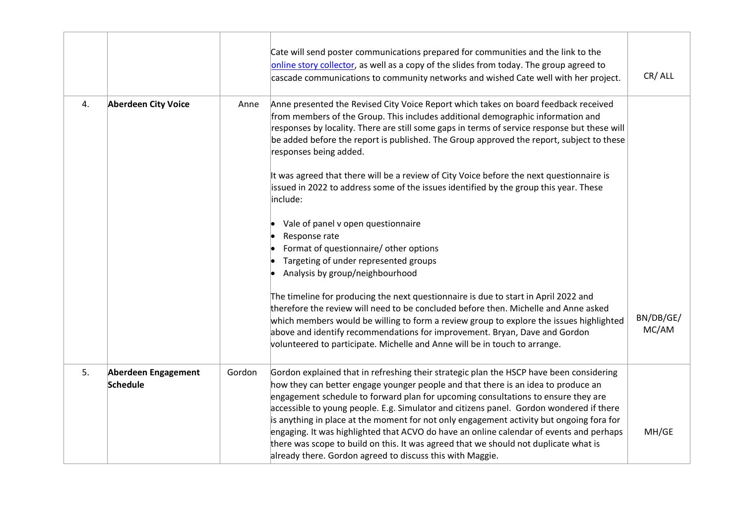| | | | | |
|---|---|---|---|---|
| | | | Cate will send poster communications prepared for communities and the link to the online story collector, as well as a copy of the slides from today. The group agreed to cascade communications to community networks and wished Cate well with her project. | CR/ ALL |
| 4. | **Aberdeen City Voice** | Anne | Anne presented the Revised City Voice Report which takes on board feedback received from members of the Group. This includes additional demographic information and responses by locality. There are still some gaps in terms of service response but these will be added before the report is published. The Group approved the report, subject to these responses being added.<br><br>It was agreed that there will be a review of City Voice before the next questionnaire is issued in 2022 to address some of the issues identified by the group this year. These include:<br><br>• Vale of panel v open questionnaire<br>• Response rate<br>• Format of questionnaire/ other options<br>• Targeting of under represented groups<br>• Analysis by group/neighbourhood<br><br>The timeline for producing the next questionnaire is due to start in April 2022 and therefore the review will need to be concluded before then. Michelle and Anne asked which members would be willing to form a review group to explore the issues highlighted above and identify recommendations for improvement. Bryan, Dave and Gordon volunteered to participate. Michelle and Anne will be in touch to arrange. | BN/DB/GE/ MC/AM |
| 5. | **Aberdeen Engagement Schedule** | Gordon | Gordon explained that in refreshing their strategic plan the HSCP have been considering how they can better engage younger people and that there is an idea to produce an engagement schedule to forward plan for upcoming consultations to ensure they are accessible to young people. E.g. Simulator and citizens panel. Gordon wondered if there is anything in place at the moment for not only engagement activity but ongoing fora for engaging. It was highlighted that ACVO do have an online calendar of events and perhaps there was scope to build on this. It was agreed that we should not duplicate what is already there. Gordon agreed to discuss this with Maggie. | MH/GE |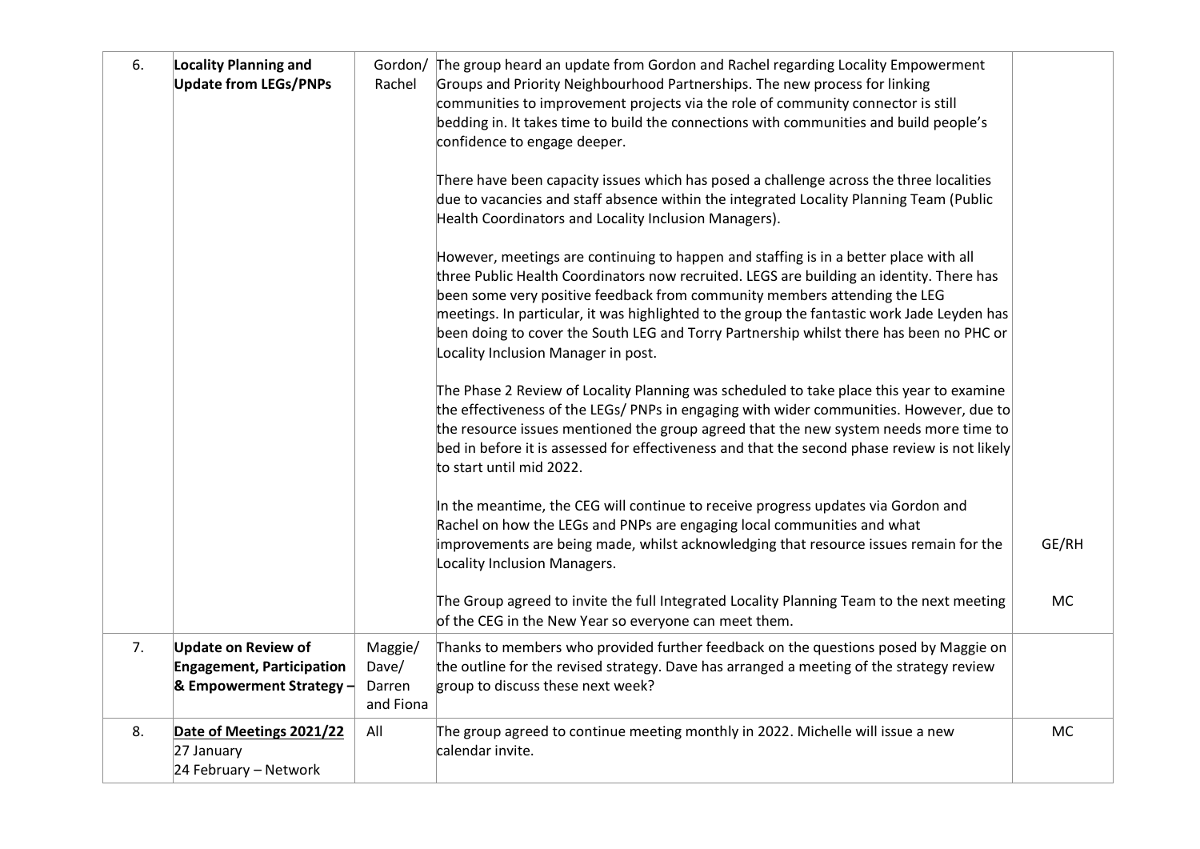| 6. | **Locality Planning and Update from LEGs/PNPs** | Gordon/ Rachel | The group heard an update from Gordon and Rachel regarding Locality Empowerment Groups and Priority Neighbourhood Partnerships. The new process for linking communities to improvement projects via the role of community connector is still bedding in. It takes time to build the connections with communities and build people's confidence to engage deeper.<br><br>There have been capacity issues which has posed a challenge across the three localities due to vacancies and staff absence within the integrated Locality Planning Team (Public Health Coordinators and Locality Inclusion Managers).<br><br>However, meetings are continuing to happen and staffing is in a better place with all three Public Health Coordinators now recruited. LEGS are building an identity. There has been some very positive feedback from community members attending the LEG meetings. In particular, it was highlighted to the group the fantastic work Jade Leyden has been doing to cover the South LEG and Torry Partnership whilst there has been no PHC or Locality Inclusion Manager in post.<br><br>The Phase 2 Review of Locality Planning was scheduled to take place this year to examine the effectiveness of the LEGs/ PNPs in engaging with wider communities. However, due to the resource issues mentioned the group agreed that the new system needs more time to bed in before it is assessed for effectiveness and that the second phase review is not likely to start until mid 2022.<br><br>In the meantime, the CEG will continue to receive progress updates via Gordon and Rachel on how the LEGs and PNPs are engaging local communities and what improvements are being made, whilst acknowledging that resource issues remain for the Locality Inclusion Managers.<br><br>The Group agreed to invite the full Integrated Locality Planning Team to the next meeting of the CEG in the New Year so everyone can meet them. | GE/RH<br><br>MC |
|---|---|---|---|---|
| 7. | **Update on Review of Engagement, Participation & Empowerment Strategy –** | Maggie/ Dave/ Darren and Fiona | Thanks to members who provided further feedback on the questions posed by Maggie on the outline for the revised strategy. Dave has arranged a meeting of the strategy review group to discuss these next week? | |
| 8. | **Date of Meetings 2021/22**<br>27 January<br>24 February – Network | All | The group agreed to continue meeting monthly in 2022. Michelle will issue a new calendar invite. | MC |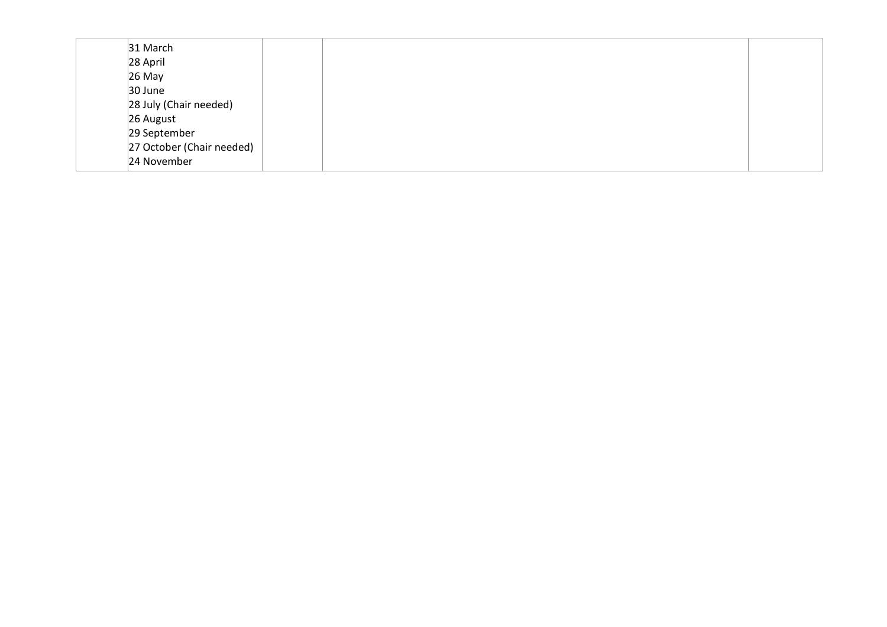| | | | | |
|---|---|---|---|---|
| | 31 March<br>28 April<br>26 May<br>30 June<br>28 July (Chair needed)<br>26 August<br>29 September<br>27 October (Chair needed)<br>24 November | | | |